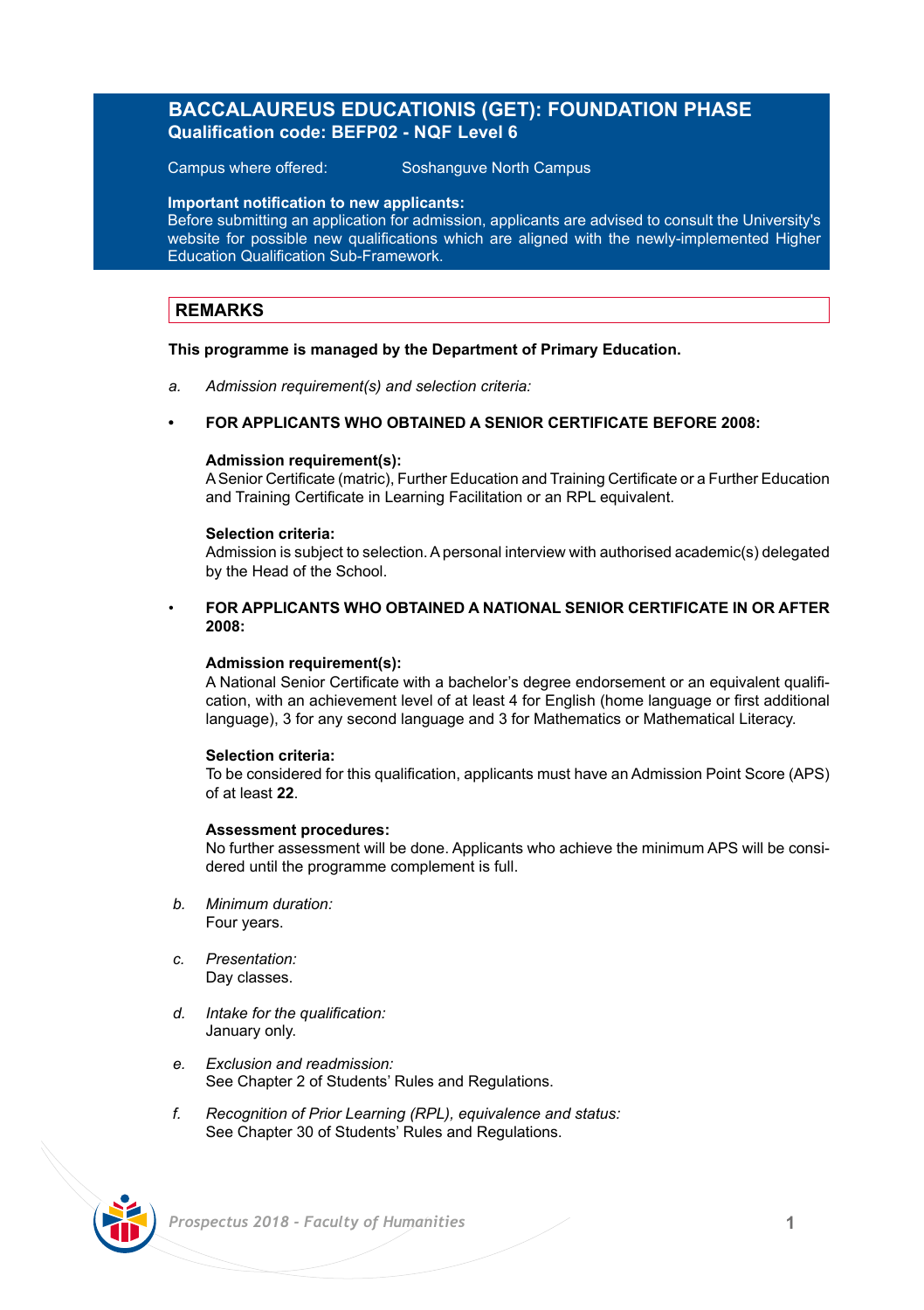# BACCALAUREUS EDUCATIONIS (GET): FOUNDATION PHASE

**Qualification code: BEFP02 - NQF Level 6**

Campus where offered: Soshanguve North Campus

**Important notification to new applicants:**
Before submitting an application for admission, applicants are advised to consult the University's website for possible new qualifications which are aligned with the newly-implemented Higher Education Qualification Sub-Framework.

## REMARKS

**This programme is managed by the Department of Primary Education.**

a. *Admission requirement(s) and selection criteria:*

- **FOR APPLICANTS WHO OBTAINED A SENIOR CERTIFICATE BEFORE 2008:**

  **Admission requirement(s):**
  A Senior Certificate (matric), Further Education and Training Certificate or a Further Education and Training Certificate in Learning Facilitation or an RPL equivalent.

  **Selection criteria:**
  Admission is subject to selection. A personal interview with authorised academic(s) delegated by the Head of the School.

- **FOR APPLICANTS WHO OBTAINED A NATIONAL SENIOR CERTIFICATE IN OR AFTER 2008:**

  **Admission requirement(s):**
  A National Senior Certificate with a bachelor's degree endorsement or an equivalent qualification, with an achievement level of at least 4 for English (home language or first additional language), 3 for any second language and 3 for Mathematics or Mathematical Literacy.

  **Selection criteria:**
  To be considered for this qualification, applicants must have an Admission Point Score (APS) of at least **22**.

  **Assessment procedures:**
  No further assessment will be done. Applicants who achieve the minimum APS will be considered until the programme complement is full.

b. *Minimum duration:*
Four years.

c. *Presentation:*
Day classes.

d. *Intake for the qualification:*
January only.

e. *Exclusion and readmission:*
See Chapter 2 of Students' Rules and Regulations.

f. *Recognition of Prior Learning (RPL), equivalence and status:*
See Chapter 30 of Students' Rules and Regulations.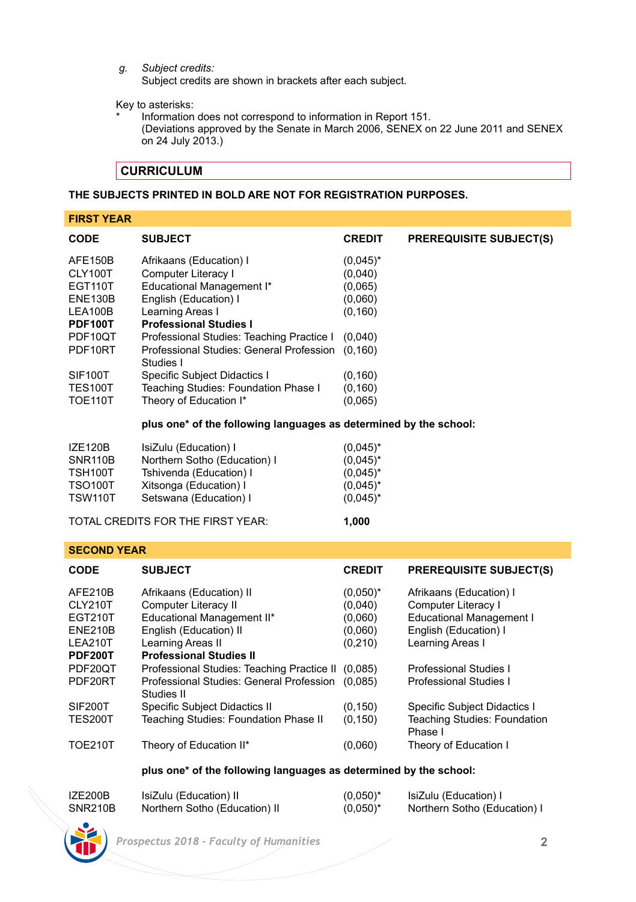*g. Subject credits:*
Subject credits are shown in brackets after each subject.

Key to asterisks:
\* Information does not correspond to information in Report 151.
(Deviations approved by the Senate in March 2006, SENEX on 22 June 2011 and SENEX on 24 July 2013.)

## CURRICULUM

**THE SUBJECTS PRINTED IN BOLD ARE NOT FOR REGISTRATION PURPOSES.**

### FIRST YEAR

| CODE | SUBJECT | CREDIT | PREREQUISITE SUBJECT(S) |
|---|---|---|---|
| AFE150B | Afrikaans (Education) I | (0,045)* | |
| CLY100T | Computer Literacy I | (0,040) | |
| EGT110T | Educational Management I* | (0,065) | |
| ENE130B | English (Education) I | (0,060) | |
| LEA100B | Learning Areas I | (0,160) | |
| **PDF100T** | **Professional Studies I** | | |
| PDF10QT | Professional Studies: Teaching Practice I | (0,040) | |
| PDF10RT | Professional Studies: General Profession Studies I | (0,160) | |
| SIF100T | Specific Subject Didactics I | (0,160) | |
| TES100T | Teaching Studies: Foundation Phase I | (0,160) | |
| TOE110T | Theory of Education I* | (0,065) | |
| | **plus one* of the following languages as determined by the school:** | | |
| IZE120B | IsiZulu (Education) I | (0,045)* | |
| SNR110B | Northern Sotho (Education) I | (0,045)* | |
| TSH100T | Tshivenda (Education) I | (0,045)* | |
| TSO100T | Xitsonga (Education) I | (0,045)* | |
| TSW110T | Setswana (Education) I | (0,045)* | |
| TOTAL CREDITS FOR THE FIRST YEAR: | | **1,000** | |

### SECOND YEAR

| CODE | SUBJECT | CREDIT | PREREQUISITE SUBJECT(S) |
|---|---|---|---|
| AFE210B | Afrikaans (Education) II | (0,050)* | Afrikaans (Education) I |
| CLY210T | Computer Literacy II | (0,040) | Computer Literacy I |
| EGT210T | Educational Management II* | (0,060) | Educational Management I |
| ENE210B | English (Education) II | (0,060) | English (Education) I |
| LEA210T | Learning Areas II | (0,210) | Learning Areas I |
| **PDF200T** | **Professional Studies II** | | |
| PDF20QT | Professional Studies: Teaching Practice II | (0,085) | Professional Studies I |
| PDF20RT | Professional Studies: General Profession Studies II | (0,085) | Professional Studies I |
| SIF200T | Specific Subject Didactics II | (0,150) | Specific Subject Didactics I |
| TES200T | Teaching Studies: Foundation Phase II | (0,150) | Teaching Studies: Foundation Phase I |
| TOE210T | Theory of Education II* | (0,060) | Theory of Education I |
| | **plus one* of the following languages as determined by the school:** | | |
| IZE200B | IsiZulu (Education) II | (0,050)* | IsiZulu (Education) I |
| SNR210B | Northern Sotho (Education) II | (0,050)* | Northern Sotho (Education) I |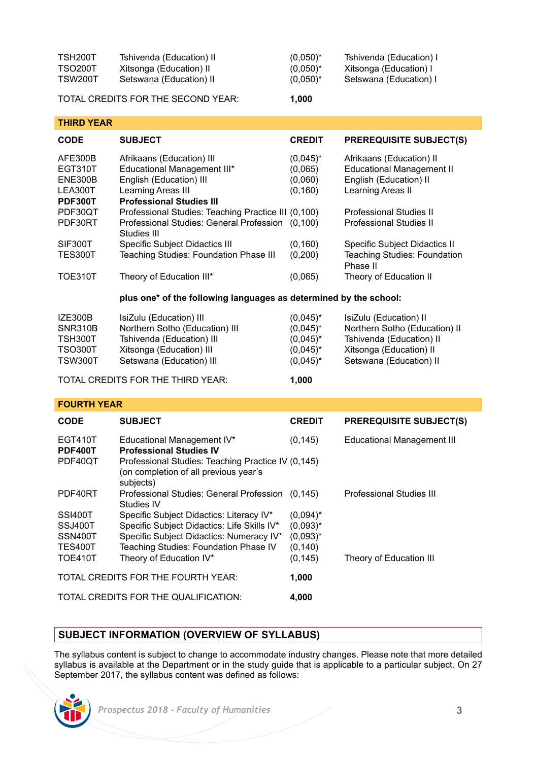| | | | |
|---|---|---|---|
| TSH200T | Tshivenda (Education) II | (0,050)* | Tshivenda (Education) I |
| TSO200T | Xitsonga (Education) II | (0,050)* | Xitsonga (Education) I |
| TSW200T | Setswana (Education) II | (0,050)* | Setswana (Education) I |

TOTAL CREDITS FOR THE SECOND YEAR: **1,000**

## THIRD YEAR

| CODE | SUBJECT | CREDIT | PREREQUISITE SUBJECT(S) |
|---|---|---|---|
| AFE300B | Afrikaans (Education) III | (0,045)* | Afrikaans (Education) II |
| EGT310T | Educational Management III* | (0,065) | Educational Management II |
| ENE300B | English (Education) III | (0,060) | English (Education) II |
| LEA300T | Learning Areas III | (0,160) | Learning Areas II |
| **PDF300T** | **Professional Studies III** | | |
| PDF30QT | Professional Studies: Teaching Practice III | (0,100) | Professional Studies II |
| PDF30RT | Professional Studies: General Profession Studies III | (0,100) | Professional Studies II |
| SIF300T | Specific Subject Didactics III | (0,160) | Specific Subject Didactics II |
| TES300T | Teaching Studies: Foundation Phase III | (0,200) | Teaching Studies: Foundation Phase II |
| TOE310T | Theory of Education III* | (0,065) | Theory of Education II |

**plus one* of the following languages as determined by the school:**

| | | | |
|---|---|---|---|
| IZE300B | IsiZulu (Education) III | (0,045)* | IsiZulu (Education) II |
| SNR310B | Northern Sotho (Education) III | (0,045)* | Northern Sotho (Education) II |
| TSH300T | Tshivenda (Education) III | (0,045)* | Tshivenda (Education) II |
| TSO300T | Xitsonga (Education) III | (0,045)* | Xitsonga (Education) II |
| TSW300T | Setswana (Education) III | (0,045)* | Setswana (Education) II |

TOTAL CREDITS FOR THE THIRD YEAR: **1,000**

## FOURTH YEAR

| CODE | SUBJECT | CREDIT | PREREQUISITE SUBJECT(S) |
|---|---|---|---|
| EGT410T | Educational Management IV* | (0,145) | Educational Management III |
| **PDF400T** | **Professional Studies IV** | | |
| PDF40QT | Professional Studies: Teaching Practice IV (on completion of all previous year's subjects) | (0,145) | |
| PDF40RT | Professional Studies: General Profession Studies IV | (0,145) | Professional Studies III |
| SSI400T | Specific Subject Didactics: Literacy IV* | (0,094)* | |
| SSJ400T | Specific Subject Didactics: Life Skills IV* | (0,093)* | |
| SSN400T | Specific Subject Didactics: Numeracy IV* | (0,093)* | |
| TES400T | Teaching Studies: Foundation Phase IV | (0,140) | |
| TOE410T | Theory of Education IV* | (0,145) | Theory of Education III |

TOTAL CREDITS FOR THE FOURTH YEAR: **1,000**

TOTAL CREDITS FOR THE QUALIFICATION: **4,000**

## SUBJECT INFORMATION (OVERVIEW OF SYLLABUS)

The syllabus content is subject to change to accommodate industry changes. Please note that more detailed syllabus is available at the Department or in the study guide that is applicable to a particular subject. On 27 September 2017, the syllabus content was defined as follows: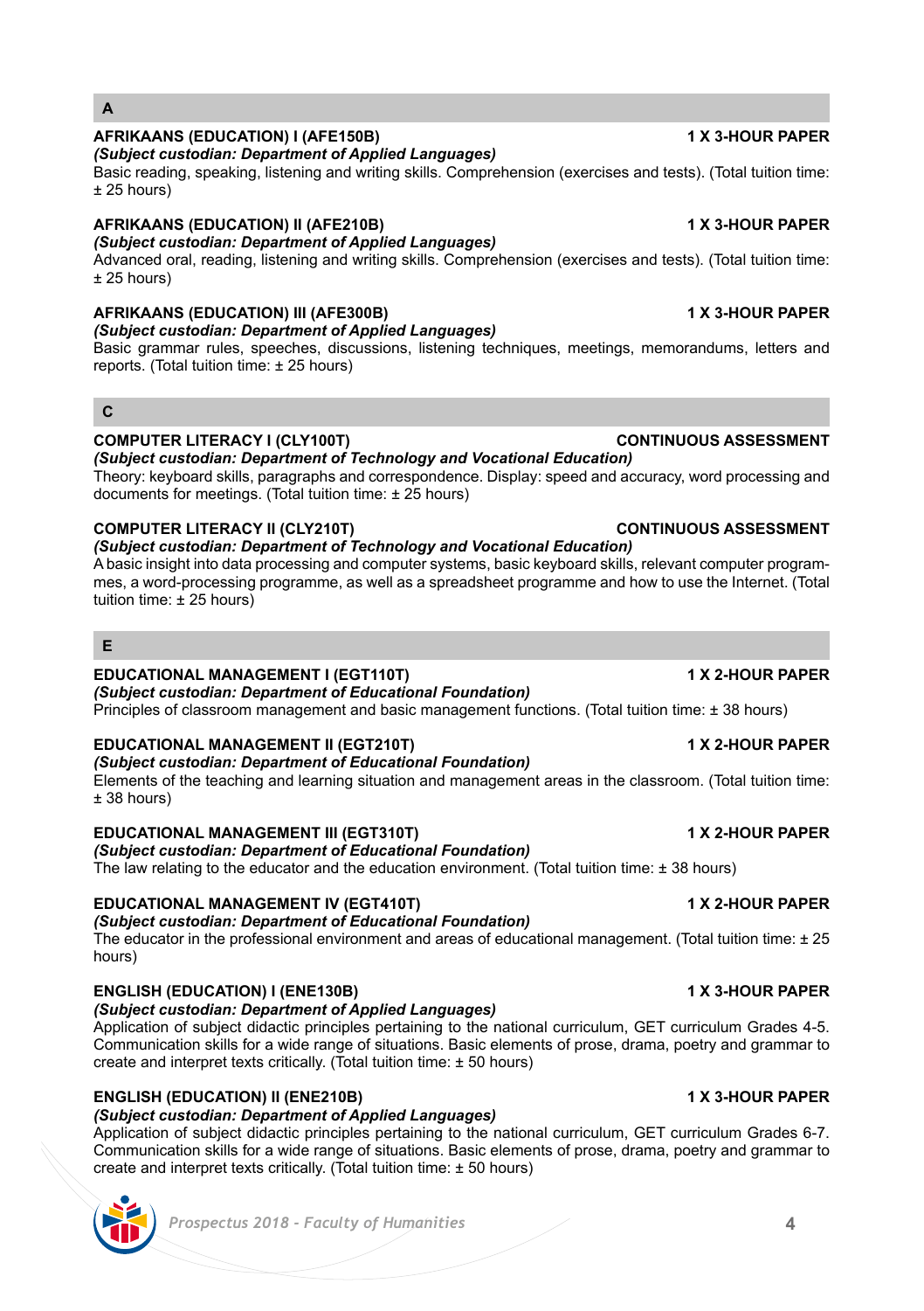## A

**AFRIKAANS (EDUCATION) I (AFE150B)** **1 X 3-HOUR PAPER**
***(Subject custodian: Department of Applied Languages)***
Basic reading, speaking, listening and writing skills. Comprehension (exercises and tests). (Total tuition time: ± 25 hours)

**AFRIKAANS (EDUCATION) II (AFE210B)** **1 X 3-HOUR PAPER**
***(Subject custodian: Department of Applied Languages)***
Advanced oral, reading, listening and writing skills. Comprehension (exercises and tests). (Total tuition time: ± 25 hours)

**AFRIKAANS (EDUCATION) III (AFE300B)** **1 X 3-HOUR PAPER**
***(Subject custodian: Department of Applied Languages)***
Basic grammar rules, speeches, discussions, listening techniques, meetings, memorandums, letters and reports. (Total tuition time: ± 25 hours)

## C

**COMPUTER LITERACY I (CLY100T)** **CONTINUOUS ASSESSMENT**
***(Subject custodian: Department of Technology and Vocational Education)***
Theory: keyboard skills, paragraphs and correspondence. Display: speed and accuracy, word processing and documents for meetings. (Total tuition time: ± 25 hours)

**COMPUTER LITERACY II (CLY210T)** **CONTINUOUS ASSESSMENT**
***(Subject custodian: Department of Technology and Vocational Education)***
A basic insight into data processing and computer systems, basic keyboard skills, relevant computer programmes, a word-processing programme, as well as a spreadsheet programme and how to use the Internet. (Total tuition time: ± 25 hours)

## E

**EDUCATIONAL MANAGEMENT I (EGT110T)** **1 X 2-HOUR PAPER**
***(Subject custodian: Department of Educational Foundation)***
Principles of classroom management and basic management functions. (Total tuition time: ± 38 hours)

**EDUCATIONAL MANAGEMENT II (EGT210T)** **1 X 2-HOUR PAPER**
***(Subject custodian: Department of Educational Foundation)***
Elements of the teaching and learning situation and management areas in the classroom. (Total tuition time: ± 38 hours)

**EDUCATIONAL MANAGEMENT III (EGT310T)** **1 X 2-HOUR PAPER**
***(Subject custodian: Department of Educational Foundation)***
The law relating to the educator and the education environment. (Total tuition time: ± 38 hours)

**EDUCATIONAL MANAGEMENT IV (EGT410T)** **1 X 2-HOUR PAPER**
***(Subject custodian: Department of Educational Foundation)***
The educator in the professional environment and areas of educational management. (Total tuition time: ± 25 hours)

**ENGLISH (EDUCATION) I (ENE130B)** **1 X 3-HOUR PAPER**
***(Subject custodian: Department of Applied Languages)***
Application of subject didactic principles pertaining to the national curriculum, GET curriculum Grades 4-5. Communication skills for a wide range of situations. Basic elements of prose, drama, poetry and grammar to create and interpret texts critically. (Total tuition time: ± 50 hours)

**ENGLISH (EDUCATION) II (ENE210B)** **1 X 3-HOUR PAPER**
***(Subject custodian: Department of Applied Languages)***
Application of subject didactic principles pertaining to the national curriculum, GET curriculum Grades 6-7. Communication skills for a wide range of situations. Basic elements of prose, drama, poetry and grammar to create and interpret texts critically. (Total tuition time: ± 50 hours)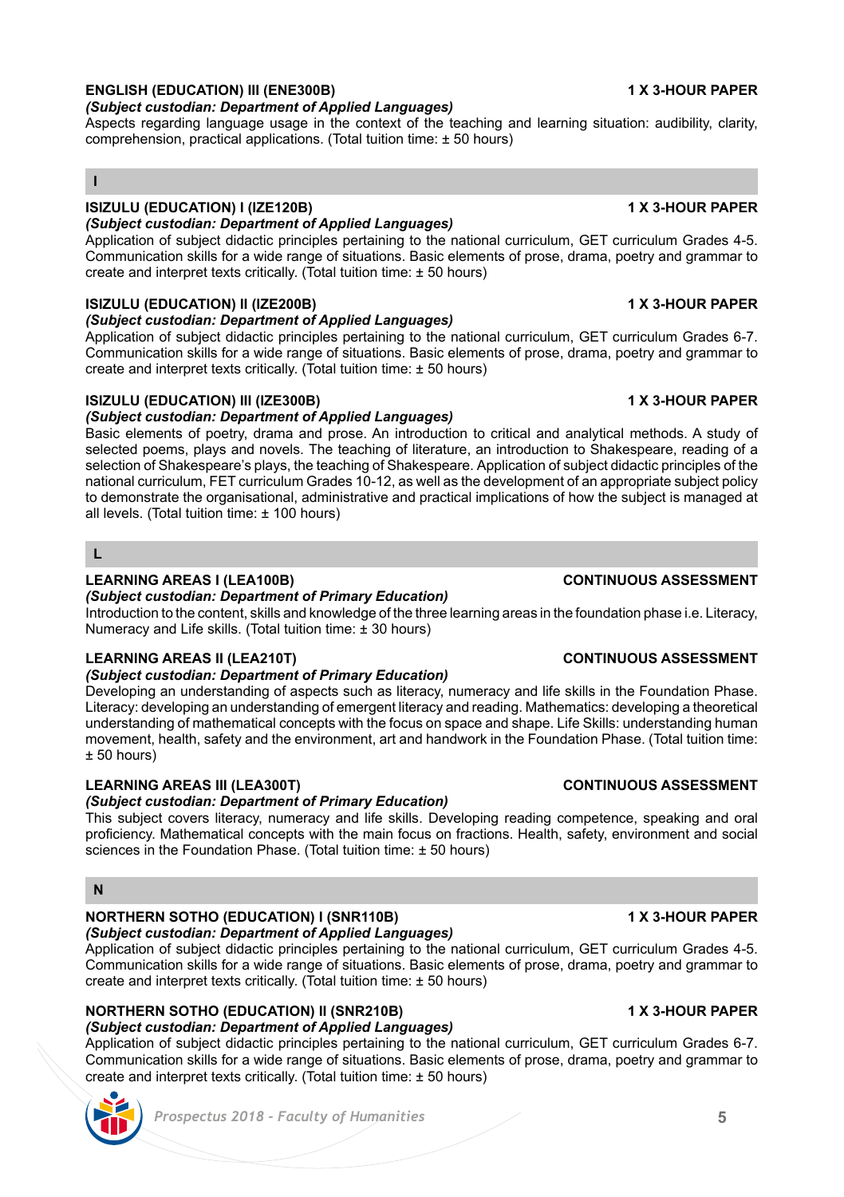**ENGLISH (EDUCATION) III (ENE300B)** **1 X 3-HOUR PAPER**
***(Subject custodian: Department of Applied Languages)***
Aspects regarding language usage in the context of the teaching and learning situation: audibility, clarity, comprehension, practical applications. (Total tuition time: ± 50 hours)

## I

**ISIZULU (EDUCATION) I (IZE120B)** **1 X 3-HOUR PAPER**
***(Subject custodian: Department of Applied Languages)***
Application of subject didactic principles pertaining to the national curriculum, GET curriculum Grades 4-5. Communication skills for a wide range of situations. Basic elements of prose, drama, poetry and grammar to create and interpret texts critically. (Total tuition time: ± 50 hours)

**ISIZULU (EDUCATION) II (IZE200B)** **1 X 3-HOUR PAPER**
***(Subject custodian: Department of Applied Languages)***
Application of subject didactic principles pertaining to the national curriculum, GET curriculum Grades 6-7. Communication skills for a wide range of situations. Basic elements of prose, drama, poetry and grammar to create and interpret texts critically. (Total tuition time: ± 50 hours)

**ISIZULU (EDUCATION) III (IZE300B)** **1 X 3-HOUR PAPER**
***(Subject custodian: Department of Applied Languages)***
Basic elements of poetry, drama and prose. An introduction to critical and analytical methods. A study of selected poems, plays and novels. The teaching of literature, an introduction to Shakespeare, reading of a selection of Shakespeare's plays, the teaching of Shakespeare. Application of subject didactic principles of the national curriculum, FET curriculum Grades 10-12, as well as the development of an appropriate subject policy to demonstrate the organisational, administrative and practical implications of how the subject is managed at all levels. (Total tuition time: ± 100 hours)

## L

**LEARNING AREAS I (LEA100B)** **CONTINUOUS ASSESSMENT**
***(Subject custodian: Department of Primary Education)***
Introduction to the content, skills and knowledge of the three learning areas in the foundation phase i.e. Literacy, Numeracy and Life skills. (Total tuition time: ± 30 hours)

**LEARNING AREAS II (LEA210T)** **CONTINUOUS ASSESSMENT**
***(Subject custodian: Department of Primary Education)***
Developing an understanding of aspects such as literacy, numeracy and life skills in the Foundation Phase. Literacy: developing an understanding of emergent literacy and reading. Mathematics: developing a theoretical understanding of mathematical concepts with the focus on space and shape. Life Skills: understanding human movement, health, safety and the environment, art and handwork in the Foundation Phase. (Total tuition time: ± 50 hours)

**LEARNING AREAS III (LEA300T)** **CONTINUOUS ASSESSMENT**
***(Subject custodian: Department of Primary Education)***
This subject covers literacy, numeracy and life skills. Developing reading competence, speaking and oral proficiency. Mathematical concepts with the main focus on fractions. Health, safety, environment and social sciences in the Foundation Phase. (Total tuition time: ± 50 hours)

## N

**NORTHERN SOTHO (EDUCATION) I (SNR110B)** **1 X 3-HOUR PAPER**
***(Subject custodian: Department of Applied Languages)***
Application of subject didactic principles pertaining to the national curriculum, GET curriculum Grades 4-5. Communication skills for a wide range of situations. Basic elements of prose, drama, poetry and grammar to create and interpret texts critically. (Total tuition time: ± 50 hours)

**NORTHERN SOTHO (EDUCATION) II (SNR210B)** **1 X 3-HOUR PAPER**
***(Subject custodian: Department of Applied Languages)***
Application of subject didactic principles pertaining to the national curriculum, GET curriculum Grades 6-7. Communication skills for a wide range of situations. Basic elements of prose, drama, poetry and grammar to create and interpret texts critically. (Total tuition time: ± 50 hours)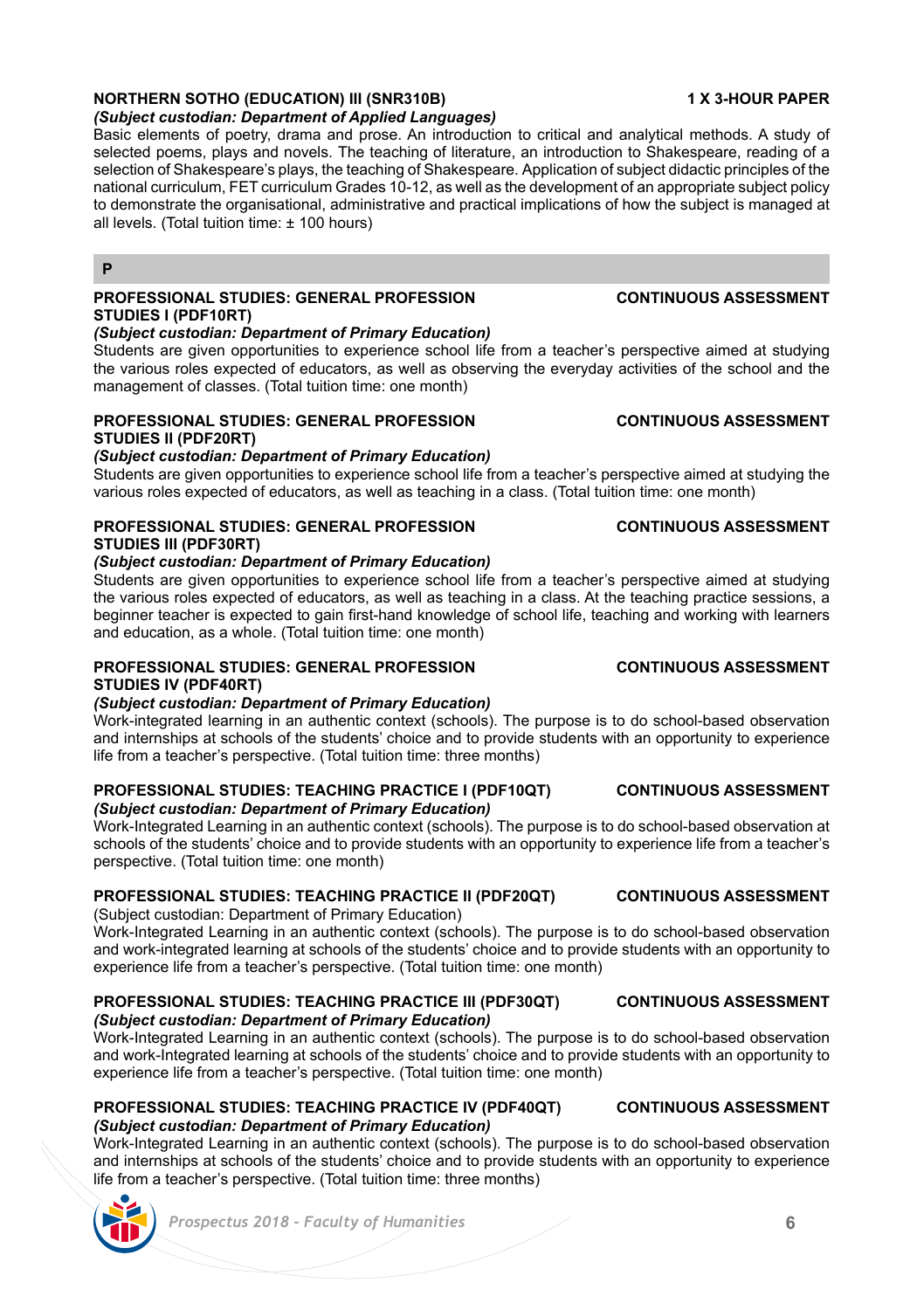**NORTHERN SOTHO (EDUCATION) III (SNR310B)** **1 X 3-HOUR PAPER**
***(Subject custodian: Department of Applied Languages)***
Basic elements of poetry, drama and prose. An introduction to critical and analytical methods. A study of selected poems, plays and novels. The teaching of literature, an introduction to Shakespeare, reading of a selection of Shakespeare's plays, the teaching of Shakespeare. Application of subject didactic principles of the national curriculum, FET curriculum Grades 10-12, as well as the development of an appropriate subject policy to demonstrate the organisational, administrative and practical implications of how the subject is managed at all levels. (Total tuition time: ± 100 hours)

## P

**PROFESSIONAL STUDIES: GENERAL PROFESSION STUDIES I (PDF10RT)** **CONTINUOUS ASSESSMENT**
***(Subject custodian: Department of Primary Education)***
Students are given opportunities to experience school life from a teacher's perspective aimed at studying the various roles expected of educators, as well as observing the everyday activities of the school and the management of classes. (Total tuition time: one month)

**PROFESSIONAL STUDIES: GENERAL PROFESSION STUDIES II (PDF20RT)** **CONTINUOUS ASSESSMENT**
***(Subject custodian: Department of Primary Education)***
Students are given opportunities to experience school life from a teacher's perspective aimed at studying the various roles expected of educators, as well as teaching in a class. (Total tuition time: one month)

**PROFESSIONAL STUDIES: GENERAL PROFESSION STUDIES III (PDF30RT)** **CONTINUOUS ASSESSMENT**
***(Subject custodian: Department of Primary Education)***
Students are given opportunities to experience school life from a teacher's perspective aimed at studying the various roles expected of educators, as well as teaching in a class. At the teaching practice sessions, a beginner teacher is expected to gain first-hand knowledge of school life, teaching and working with learners and education, as a whole. (Total tuition time: one month)

**PROFESSIONAL STUDIES: GENERAL PROFESSION STUDIES IV (PDF40RT)** **CONTINUOUS ASSESSMENT**
***(Subject custodian: Department of Primary Education)***
Work-integrated learning in an authentic context (schools). The purpose is to do school-based observation and internships at schools of the students' choice and to provide students with an opportunity to experience life from a teacher's perspective. (Total tuition time: three months)

**PROFESSIONAL STUDIES: TEACHING PRACTICE I (PDF10QT)** **CONTINUOUS ASSESSMENT**
***(Subject custodian: Department of Primary Education)***
Work-Integrated Learning in an authentic context (schools). The purpose is to do school-based observation at schools of the students' choice and to provide students with an opportunity to experience life from a teacher's perspective. (Total tuition time: one month)

**PROFESSIONAL STUDIES: TEACHING PRACTICE II (PDF20QT)** **CONTINUOUS ASSESSMENT**
(Subject custodian: Department of Primary Education)
Work-Integrated Learning in an authentic context (schools). The purpose is to do school-based observation and work-integrated learning at schools of the students' choice and to provide students with an opportunity to experience life from a teacher's perspective. (Total tuition time: one month)

**PROFESSIONAL STUDIES: TEACHING PRACTICE III (PDF30QT)** **CONTINUOUS ASSESSMENT**
***(Subject custodian: Department of Primary Education)***
Work-Integrated Learning in an authentic context (schools). The purpose is to do school-based observation and work-Integrated learning at schools of the students' choice and to provide students with an opportunity to experience life from a teacher's perspective. (Total tuition time: one month)

**PROFESSIONAL STUDIES: TEACHING PRACTICE IV (PDF40QT)** **CONTINUOUS ASSESSMENT**
***(Subject custodian: Department of Primary Education)***
Work-Integrated Learning in an authentic context (schools). The purpose is to do school-based observation and internships at schools of the students' choice and to provide students with an opportunity to experience life from a teacher's perspective. (Total tuition time: three months)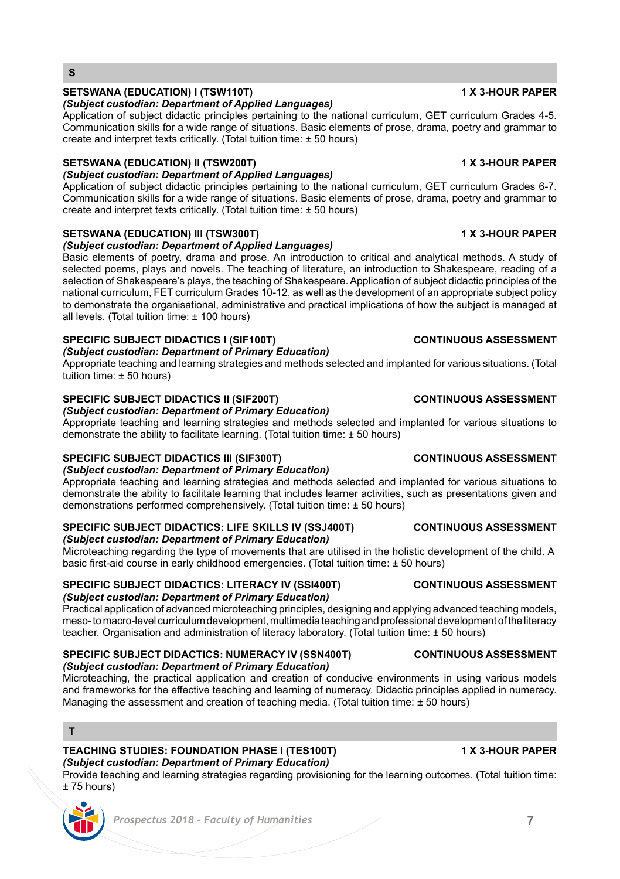## S

### SETSWANA (EDUCATION) I (TSW110T) — 1 X 3-HOUR PAPER

*(Subject custodian: Department of Applied Languages)*

Application of subject didactic principles pertaining to the national curriculum, GET curriculum Grades 4-5. Communication skills for a wide range of situations. Basic elements of prose, drama, poetry and grammar to create and interpret texts critically. (Total tuition time: ± 50 hours)

### SETSWANA (EDUCATION) II (TSW200T) — 1 X 3-HOUR PAPER

*(Subject custodian: Department of Applied Languages)*

Application of subject didactic principles pertaining to the national curriculum, GET curriculum Grades 6-7. Communication skills for a wide range of situations. Basic elements of prose, drama, poetry and grammar to create and interpret texts critically. (Total tuition time: ± 50 hours)

### SETSWANA (EDUCATION) III (TSW300T) — 1 X 3-HOUR PAPER

*(Subject custodian: Department of Applied Languages)*

Basic elements of poetry, drama and prose. An introduction to critical and analytical methods. A study of selected poems, plays and novels. The teaching of literature, an introduction to Shakespeare, reading of a selection of Shakespeare's plays, the teaching of Shakespeare. Application of subject didactic principles of the national curriculum, FET curriculum Grades 10-12, as well as the development of an appropriate subject policy to demonstrate the organisational, administrative and practical implications of how the subject is managed at all levels. (Total tuition time: ± 100 hours)

### SPECIFIC SUBJECT DIDACTICS I (SIF100T) — CONTINUOUS ASSESSMENT

*(Subject custodian: Department of Primary Education)*

Appropriate teaching and learning strategies and methods selected and implanted for various situations. (Total tuition time: ± 50 hours)

### SPECIFIC SUBJECT DIDACTICS II (SIF200T) — CONTINUOUS ASSESSMENT

*(Subject custodian: Department of Primary Education)*

Appropriate teaching and learning strategies and methods selected and implanted for various situations to demonstrate the ability to facilitate learning. (Total tuition time: ± 50 hours)

### SPECIFIC SUBJECT DIDACTICS III (SIF300T) — CONTINUOUS ASSESSMENT

*(Subject custodian: Department of Primary Education)*

Appropriate teaching and learning strategies and methods selected and implanted for various situations to demonstrate the ability to facilitate learning that includes learner activities, such as presentations given and demonstrations performed comprehensively. (Total tuition time: ± 50 hours)

### SPECIFIC SUBJECT DIDACTICS: LIFE SKILLS IV (SSJ400T) — CONTINUOUS ASSESSMENT

*(Subject custodian: Department of Primary Education)*

Microteaching regarding the type of movements that are utilised in the holistic development of the child. A basic first-aid course in early childhood emergencies. (Total tuition time: ± 50 hours)

### SPECIFIC SUBJECT DIDACTICS: LITERACY IV (SSI400T) — CONTINUOUS ASSESSMENT

*(Subject custodian: Department of Primary Education)*

Practical application of advanced microteaching principles, designing and applying advanced teaching models, meso- to macro-level curriculum development, multimedia teaching and professional development of the literacy teacher. Organisation and administration of literacy laboratory. (Total tuition time: ± 50 hours)

### SPECIFIC SUBJECT DIDACTICS: NUMERACY IV (SSN400T) — CONTINUOUS ASSESSMENT

*(Subject custodian: Department of Primary Education)*

Microteaching, the practical application and creation of conducive environments in using various models and frameworks for the effective teaching and learning of numeracy. Didactic principles applied in numeracy. Managing the assessment and creation of teaching media. (Total tuition time: ± 50 hours)

## T

### TEACHING STUDIES: FOUNDATION PHASE I (TES100T) — 1 X 3-HOUR PAPER

*(Subject custodian: Department of Primary Education)*

Provide teaching and learning strategies regarding provisioning for the learning outcomes. (Total tuition time: ± 75 hours)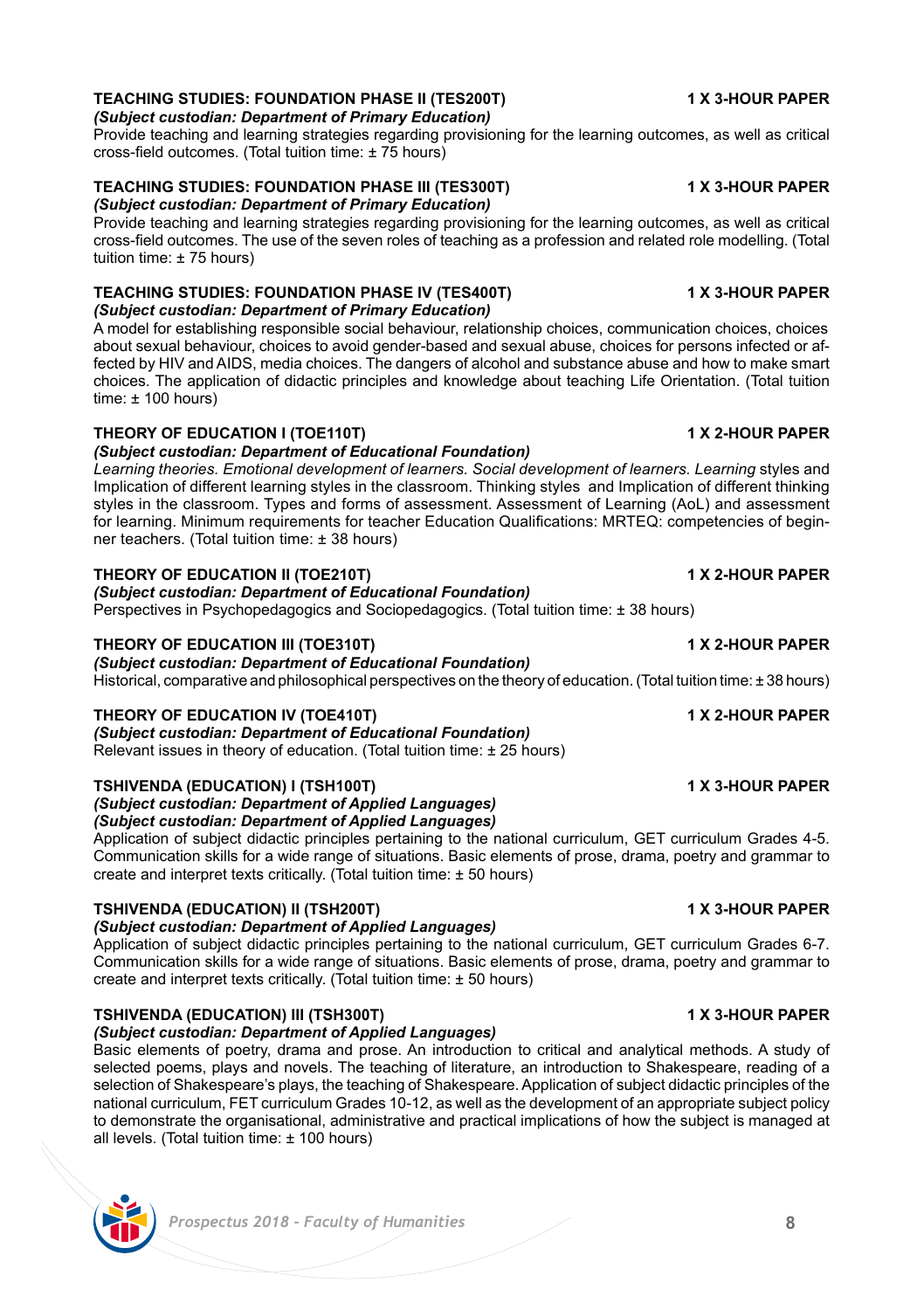### TEACHING STUDIES: FOUNDATION PHASE II (TES200T) — 1 X 3-HOUR PAPER

***(Subject custodian: Department of Primary Education)***

Provide teaching and learning strategies regarding provisioning for the learning outcomes, as well as critical cross-field outcomes. (Total tuition time: ± 75 hours)

### TEACHING STUDIES: FOUNDATION PHASE III (TES300T) — 1 X 3-HOUR PAPER

***(Subject custodian: Department of Primary Education)***

Provide teaching and learning strategies regarding provisioning for the learning outcomes, as well as critical cross-field outcomes. The use of the seven roles of teaching as a profession and related role modelling. (Total tuition time: ± 75 hours)

### TEACHING STUDIES: FOUNDATION PHASE IV (TES400T) — 1 X 3-HOUR PAPER

***(Subject custodian: Department of Primary Education)***

A model for establishing responsible social behaviour, relationship choices, communication choices, choices about sexual behaviour, choices to avoid gender-based and sexual abuse, choices for persons infected or affected by HIV and AIDS, media choices. The dangers of alcohol and substance abuse and how to make smart choices. The application of didactic principles and knowledge about teaching Life Orientation. (Total tuition time: ± 100 hours)

### THEORY OF EDUCATION I (TOE110T) — 1 X 2-HOUR PAPER

***(Subject custodian: Department of Educational Foundation)***

*Learning theories. Emotional development of learners. Social development of learners. Learning* styles and Implication of different learning styles in the classroom. Thinking styles and Implication of different thinking styles in the classroom. Types and forms of assessment. Assessment of Learning (AoL) and assessment for learning. Minimum requirements for teacher Education Qualifications: MRTEQ: competencies of beginner teachers. (Total tuition time: ± 38 hours)

### THEORY OF EDUCATION II (TOE210T) — 1 X 2-HOUR PAPER

***(Subject custodian: Department of Educational Foundation)***

Perspectives in Psychopedagogics and Sociopedagogics. (Total tuition time: ± 38 hours)

### THEORY OF EDUCATION III (TOE310T) — 1 X 2-HOUR PAPER

***(Subject custodian: Department of Educational Foundation)***

Historical, comparative and philosophical perspectives on the theory of education. (Total tuition time: ± 38 hours)

### THEORY OF EDUCATION IV (TOE410T) — 1 X 2-HOUR PAPER

***(Subject custodian: Department of Educational Foundation)***

Relevant issues in theory of education. (Total tuition time: ± 25 hours)

### TSHIVENDA (EDUCATION) I (TSH100T) — 1 X 3-HOUR PAPER

***(Subject custodian: Department of Applied Languages)***
***(Subject custodian: Department of Applied Languages)***

Application of subject didactic principles pertaining to the national curriculum, GET curriculum Grades 4-5. Communication skills for a wide range of situations. Basic elements of prose, drama, poetry and grammar to create and interpret texts critically. (Total tuition time: ± 50 hours)

### TSHIVENDA (EDUCATION) II (TSH200T) — 1 X 3-HOUR PAPER

***(Subject custodian: Department of Applied Languages)***

Application of subject didactic principles pertaining to the national curriculum, GET curriculum Grades 6-7. Communication skills for a wide range of situations. Basic elements of prose, drama, poetry and grammar to create and interpret texts critically. (Total tuition time: ± 50 hours)

### TSHIVENDA (EDUCATION) III (TSH300T) — 1 X 3-HOUR PAPER

***(Subject custodian: Department of Applied Languages)***

Basic elements of poetry, drama and prose. An introduction to critical and analytical methods. A study of selected poems, plays and novels. The teaching of literature, an introduction to Shakespeare, reading of a selection of Shakespeare's plays, the teaching of Shakespeare. Application of subject didactic principles of the national curriculum, FET curriculum Grades 10-12, as well as the development of an appropriate subject policy to demonstrate the organisational, administrative and practical implications of how the subject is managed at all levels. (Total tuition time: ± 100 hours)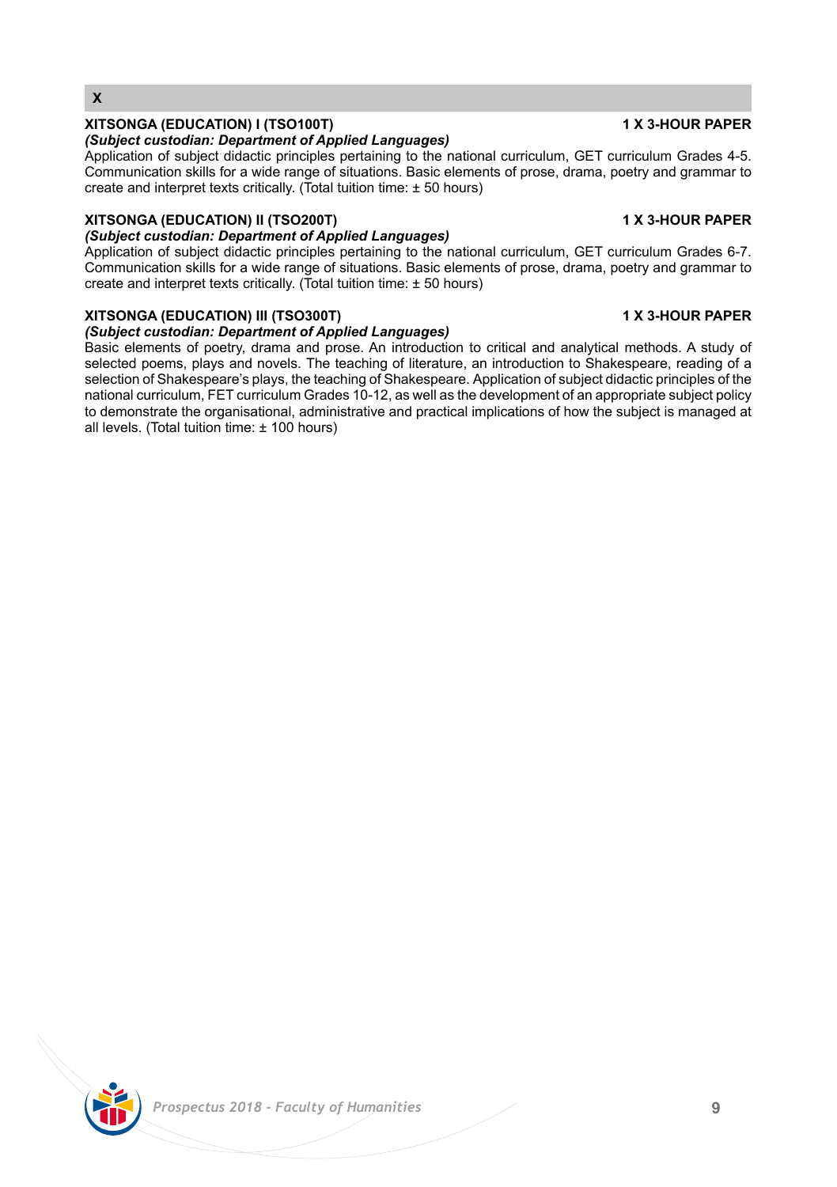## X

**XITSONGA (EDUCATION) I (TSO100T)** **1 X 3-HOUR PAPER**

***(Subject custodian: Department of Applied Languages)***

Application of subject didactic principles pertaining to the national curriculum, GET curriculum Grades 4-5. Communication skills for a wide range of situations. Basic elements of prose, drama, poetry and grammar to create and interpret texts critically. (Total tuition time: ± 50 hours)

**XITSONGA (EDUCATION) II (TSO200T)** **1 X 3-HOUR PAPER**

***(Subject custodian: Department of Applied Languages)***

Application of subject didactic principles pertaining to the national curriculum, GET curriculum Grades 6-7. Communication skills for a wide range of situations. Basic elements of prose, drama, poetry and grammar to create and interpret texts critically. (Total tuition time: ± 50 hours)

**XITSONGA (EDUCATION) III (TSO300T)** **1 X 3-HOUR PAPER**

***(Subject custodian: Department of Applied Languages)***

Basic elements of poetry, drama and prose. An introduction to critical and analytical methods. A study of selected poems, plays and novels. The teaching of literature, an introduction to Shakespeare, reading of a selection of Shakespeare's plays, the teaching of Shakespeare. Application of subject didactic principles of the national curriculum, FET curriculum Grades 10-12, as well as the development of an appropriate subject policy to demonstrate the organisational, administrative and practical implications of how the subject is managed at all levels. (Total tuition time: ± 100 hours)